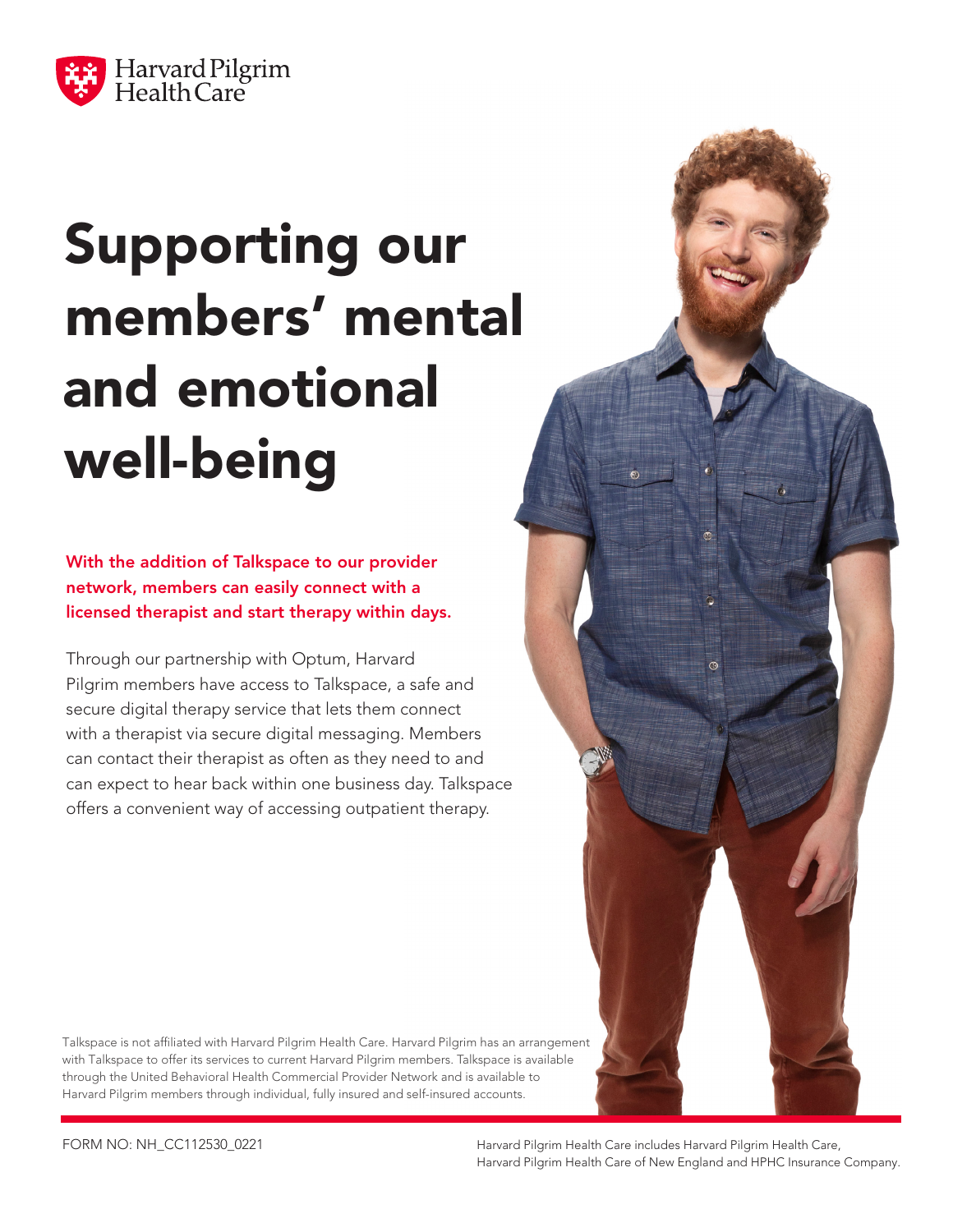Harvard Pilgrim Health Care

# Supporting our members' mental and emotional well-being

**With the addition of Talkspace to our provider network, members can easily connect with a licensed therapist and start therapy within days.**

Through our partnership with Optum, Harvard Pilgrim members have access to Talkspace, a safe and secure digital therapy service that lets them connect with a therapist via secure digital messaging. Members can contact their therapist as often as they need to and can expect to hear back within one business day. Talkspace offers a convenient way of accessing outpatient therapy.

Talkspace is not affiliated with Harvard Pilgrim Health Care. Harvard Pilgrim has an arrangement with Talkspace to offer its services to current Harvard Pilgrim members. Talkspace is available through the United Behavioral Health Commercial Provider Network and is available to Harvard Pilgrim members through individual, fully insured and self-insured accounts.

FORM NO: NH_CC112530_0221

Harvard Pilgrim Health Care includes Harvard Pilgrim Health Care, Harvard Pilgrim Health Care of New England and HPHC Insurance Company.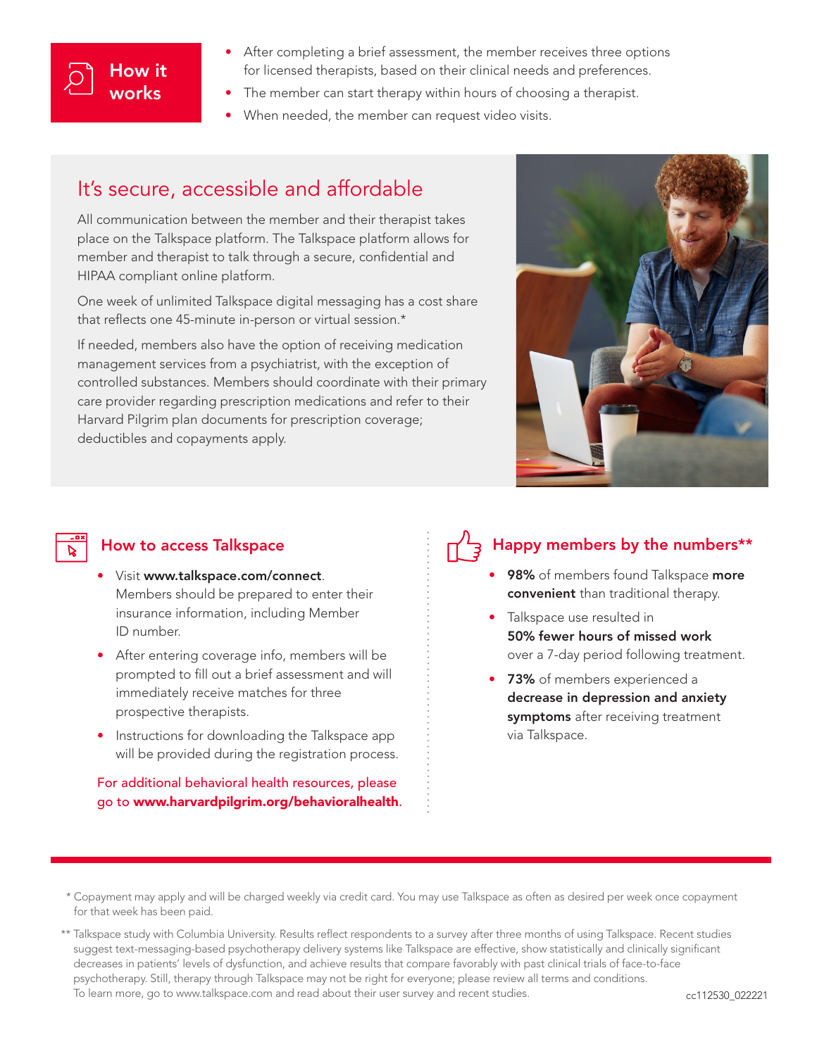## How it works

- After completing a brief assessment, the member receives three options for licensed therapists, based on their clinical needs and preferences.
- The member can start therapy within hours of choosing a therapist.
- When needed, the member can request video visits.

## It's secure, accessible and affordable

All communication between the member and their therapist takes place on the Talkspace platform. The Talkspace platform allows for member and therapist to talk through a secure, confidential and HIPAA compliant online platform.

One week of unlimited Talkspace digital messaging has a cost share that reflects one 45-minute in-person or virtual session.*

If needed, members also have the option of receiving medication management services from a psychiatrist, with the exception of controlled substances. Members should coordinate with their primary care provider regarding prescription medications and refer to their Harvard Pilgrim plan documents for prescription coverage; deductibles and copayments apply.

## How to access Talkspace

- Visit **www.talkspace.com/connect**. Members should be prepared to enter their insurance information, including Member ID number.
- After entering coverage info, members will be prompted to fill out a brief assessment and will immediately receive matches for three prospective therapists.
- Instructions for downloading the Talkspace app will be provided during the registration process.

For additional behavioral health resources, please go to **www.harvardpilgrim.org/behavioralhealth**.

## Happy members by the numbers**

- **98%** of members found Talkspace **more convenient** than traditional therapy.
- Talkspace use resulted in **50% fewer hours of missed work** over a 7-day period following treatment.
- **73%** of members experienced a **decrease in depression and anxiety symptoms** after receiving treatment via Talkspace.

* Copayment may apply and will be charged weekly via credit card. You may use Talkspace as often as desired per week once copayment for that week has been paid.

** Talkspace study with Columbia University. Results reflect respondents to a survey after three months of using Talkspace. Recent studies suggest text-messaging-based psychotherapy delivery systems like Talkspace are effective, show statistically and clinically significant decreases in patients' levels of dysfunction, and achieve results that compare favorably with past clinical trials of face-to-face psychotherapy. Still, therapy through Talkspace may not be right for everyone; please review all terms and conditions. To learn more, go to www.talkspace.com and read about their user survey and recent studies.

cc112530_022221